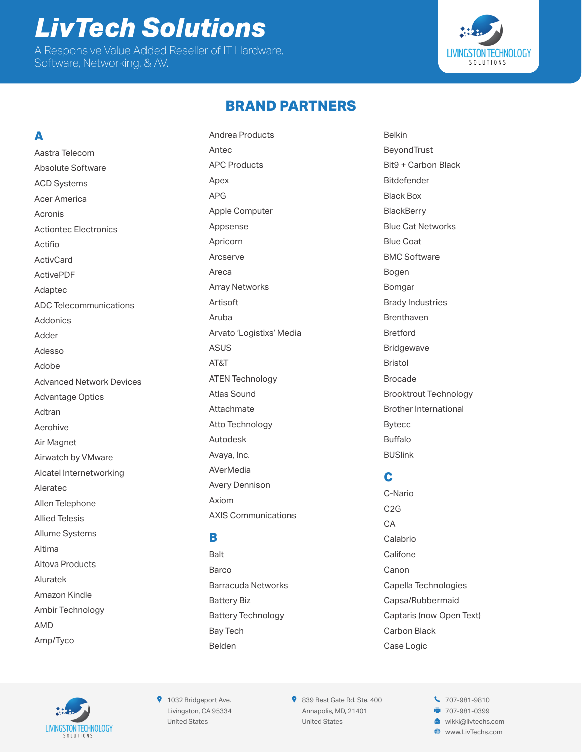# LivTech Solutions

A Responsive Value Added Reseller of IT Hardware, Software, Networking, & AV.

## BRAND PARTNERS

### A

Aastra Telecom
Absolute Software
ACD Systems
Acer America
Acronis
Actiontec Electronics
Actifio
ActivCard
ActivePDF
Adaptec
ADC Telecommunications
Addonics
Adder
Adesso
Adobe
Advanced Network Devices
Advantage Optics
Adtran
Aerohive
Air Magnet
Airwatch by VMware
Alcatel Internetworking
Aleratec
Allen Telephone
Allied Telesis
Allume Systems
Altima
Altova Products
Aluratek
Amazon Kindle
Ambir Technology
AMD
Amp/Tyco
Andrea Products
Antec
APC Products
Apex
APG
Apple Computer
Appsense
Apricorn
Arcserve
Areca
Array Networks
Artisoft
Aruba
Arvato 'Logistixs' Media
ASUS
AT&T
ATEN Technology
Atlas Sound
Attachmate
Atto Technology
Autodesk
Avaya, Inc.
AVerMedia
Avery Dennison
Axiom
AXIS Communications

### B

Balt
Barco
Barracuda Networks
Battery Biz
Battery Technology
Bay Tech
Belden
Belkin
BeyondTrust
Bit9 + Carbon Black
Bitdefender
Black Box
BlackBerry
Blue Cat Networks
Blue Coat
BMC Software
Bogen
Bomgar
Brady Industries
Brenthaven
Bretford
Bridgewave
Bristol
Brocade
Brooktrout Technology
Brother International
Bytecc
Buffalo
BUSlink

### C

C-Nario
C2G
CA
Calabrio
Califone
Canon
Capella Technologies
Capsa/Rubbermaid
Captaris (now Open Text)
Carbon Black
Case Logic

1032 Bridgeport Ave.
Livingston, CA 95334
United States

839 Best Gate Rd. Ste. 400
Annapolis, MD, 21401
United States

707-981-9810
707-981-0399
wikki@livtechs.com
www.LivTechs.com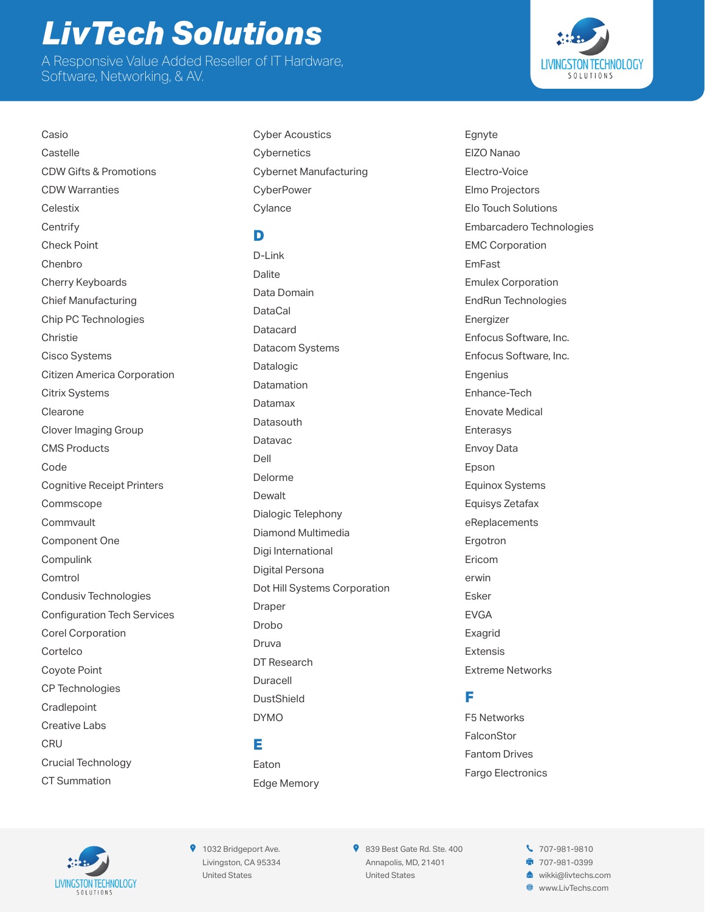# LivTech Solutions

A Responsive Value Added Reseller of IT Hardware, Software, Networking, & AV.

Casio
Castelle
CDW Gifts & Promotions
CDW Warranties
Celestix
Centrify
Check Point
Chenbro
Cherry Keyboards
Chief Manufacturing
Chip PC Technologies
Christie
Cisco Systems
Citizen America Corporation
Citrix Systems
Clearone
Clover Imaging Group
CMS Products
Code
Cognitive Receipt Printers
Commscope
Commvault
Component One
Compulink
Comtrol
Condusiv Technologies
Configuration Tech Services
Corel Corporation
Cortelco
Coyote Point
CP Technologies
Cradlepoint
Creative Labs
CRU
Crucial Technology
CT Summation
Cyber Acoustics
Cybernetics
Cybernet Manufacturing
CyberPower
Cylance

## D

D-Link
Dalite
Data Domain
DataCal
Datacard
Datacom Systems
Datalogic
Datamation
Datamax
Datasouth
Datavac
Dell
Delorme
Dewalt
Dialogic Telephony
Diamond Multimedia
Digi International
Digital Persona
Dot Hill Systems Corporation
Draper
Drobo
Druva
DT Research
Duracell
DustShield
DYMO

## E

Eaton
Edge Memory
Egnyte
EIZO Nanao
Electro-Voice
Elmo Projectors
Elo Touch Solutions
Embarcadero Technologies
EMC Corporation
EmFast
Emulex Corporation
EndRun Technologies
Energizer
Enfocus Software, Inc.
Enfocus Software, Inc.
Engenius
Enhance-Tech
Enovate Medical
Enterasys
Envoy Data
Epson
Equinox Systems
Equisys Zetafax
eReplacements
Ergotron
Ericom
erwin
Esker
EVGA
Exagrid
Extensis
Extreme Networks

## F

F5 Networks
FalconStor
Fantom Drives
Fargo Electronics

1032 Bridgeport Ave.
Livingston, CA 95334
United States

839 Best Gate Rd. Ste. 400
Annapolis, MD, 21401
United States

707-981-9810
707-981-0399
wikki@livtechs.com
www.LivTechs.com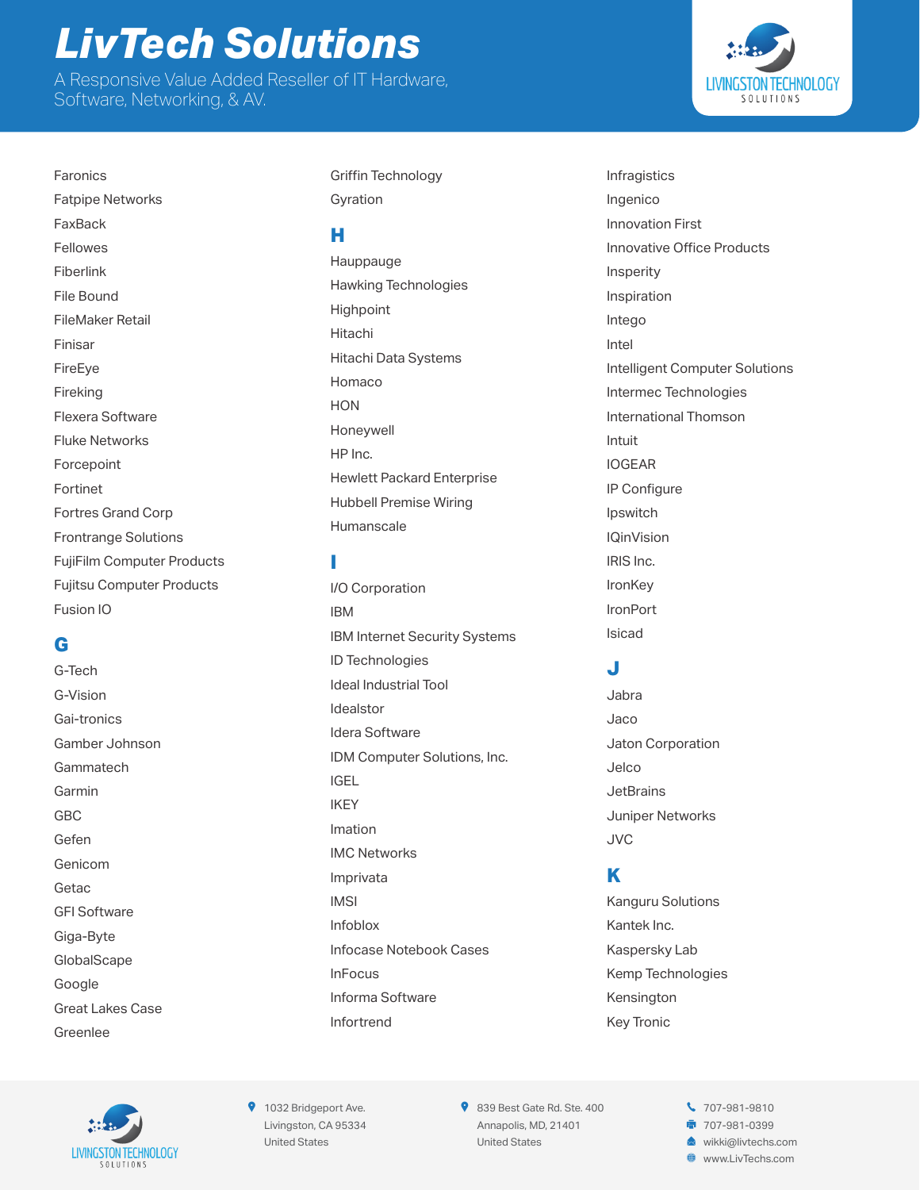# LivTech Solutions

A Responsive Value Added Reseller of IT Hardware, Software, Networking, & AV.

Faronics
Fatpipe Networks
FaxBack
Fellowes
Fiberlink
File Bound
FileMaker Retail
Finisar
FireEye
Fireking
Flexera Software
Fluke Networks
Forcepoint
Fortinet
Fortres Grand Corp
Frontrange Solutions
FujiFilm Computer Products
Fujitsu Computer Products
Fusion IO

## G

G-Tech
G-Vision
Gai-tronics
Gamber Johnson
Gammatech
Garmin
GBC
Gefen
Genicom
Getac
GFI Software
Giga-Byte
GlobalScape
Google
Great Lakes Case
Greenlee
Griffin Technology
Gyration

## H

Hauppauge
Hawking Technologies
Highpoint
Hitachi
Hitachi Data Systems
Homaco
HON
Honeywell
HP Inc.
Hewlett Packard Enterprise
Hubbell Premise Wiring
Humanscale

## I

I/O Corporation
IBM
IBM Internet Security Systems
ID Technologies
Ideal Industrial Tool
Idealstor
Idera Software
IDM Computer Solutions, Inc.
IGEL
IKEY
Imation
IMC Networks
Imprivata
IMSI
Infoblox
Infocase Notebook Cases
InFocus
Informa Software
Infortrend
Infragistics
Ingenico
Innovation First
Innovative Office Products
Insperity
Inspiration
Intego
Intel
Intelligent Computer Solutions
Intermec Technologies
International Thomson
Intuit
IOGEAR
IP Configure
Ipswitch
IQinVision
IRIS Inc.
IronKey
IronPort
Isicad

## J

Jabra
Jaco
Jaton Corporation
Jelco
JetBrains
Juniper Networks
JVC

## K

Kanguru Solutions
Kantek Inc.
Kaspersky Lab
Kemp Technologies
Kensington
Key Tronic

1032 Bridgeport Ave.
Livingston, CA 95334
United States

839 Best Gate Rd. Ste. 400
Annapolis, MD, 21401
United States

707-981-9810
707-981-0399
wikki@livtechs.com
www.LivTechs.com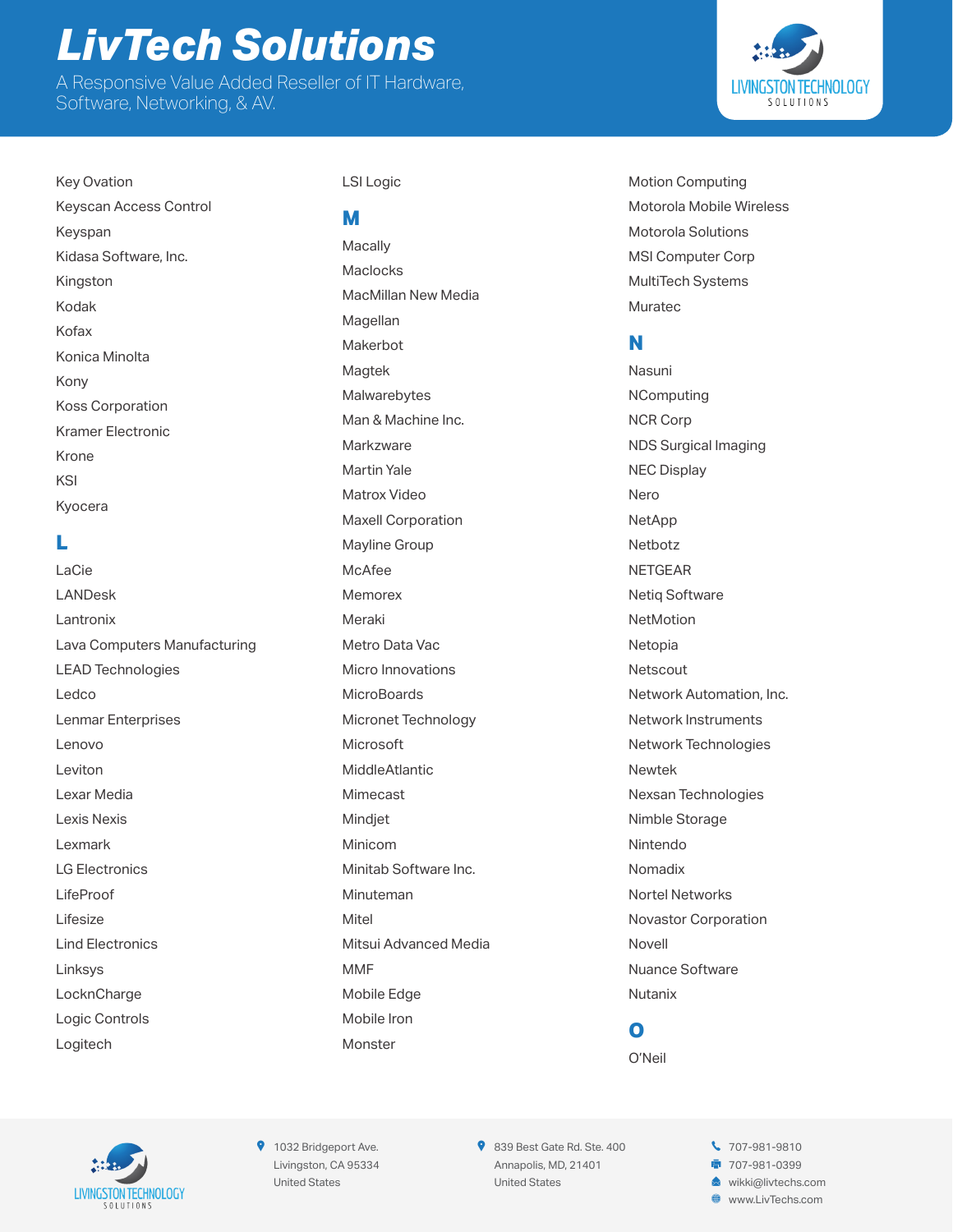# LivTech Solutions

A Responsive Value Added Reseller of IT Hardware, Software, Networking, & AV.

Key Ovation
Keyscan Access Control
Keyspan
Kidasa Software, Inc.
Kingston
Kodak
Kofax
Konica Minolta
Kony
Koss Corporation
Kramer Electronic
Krone
KSI
Kyocera

## L

LaCie
LANDesk
Lantronix
Lava Computers Manufacturing
LEAD Technologies
Ledco
Lenmar Enterprises
Lenovo
Leviton
Lexar Media
Lexis Nexis
Lexmark
LG Electronics
LifeProof
Lifesize
Lind Electronics
Linksys
LocknCharge
Logic Controls
Logitech
LSI Logic

## M

Macally
Maclocks
MacMillan New Media
Magellan
Makerbot
Magtek
Malwarebytes
Man & Machine Inc.
Markzware
Martin Yale
Matrox Video
Maxell Corporation
Mayline Group
McAfee
Memorex
Meraki
Metro Data Vac
Micro Innovations
MicroBoards
Micronet Technology
Microsoft
MiddleAtlantic
Mimecast
Mindjet
Minicom
Minitab Software Inc.
Minuteman
Mitel
Mitsui Advanced Media
MMF
Mobile Edge
Mobile Iron
Monster
Motion Computing
Motorola Mobile Wireless
Motorola Solutions
MSI Computer Corp
MultiTech Systems
Muratec

## N

Nasuni
NComputing
NCR Corp
NDS Surgical Imaging
NEC Display
Nero
NetApp
Netbotz
NETGEAR
Netiq Software
NetMotion
Netopia
Netscout
Network Automation, Inc.
Network Instruments
Network Technologies
Newtek
Nexsan Technologies
Nimble Storage
Nintendo
Nomadix
Nortel Networks
Novastor Corporation
Novell
Nuance Software
Nutanix

## O

O'Neil

1032 Bridgeport Ave.
Livingston, CA 95334
United States

839 Best Gate Rd. Ste. 400
Annapolis, MD, 21401
United States

707-981-9810
707-981-0399
wikki@livtechs.com
www.LivTechs.com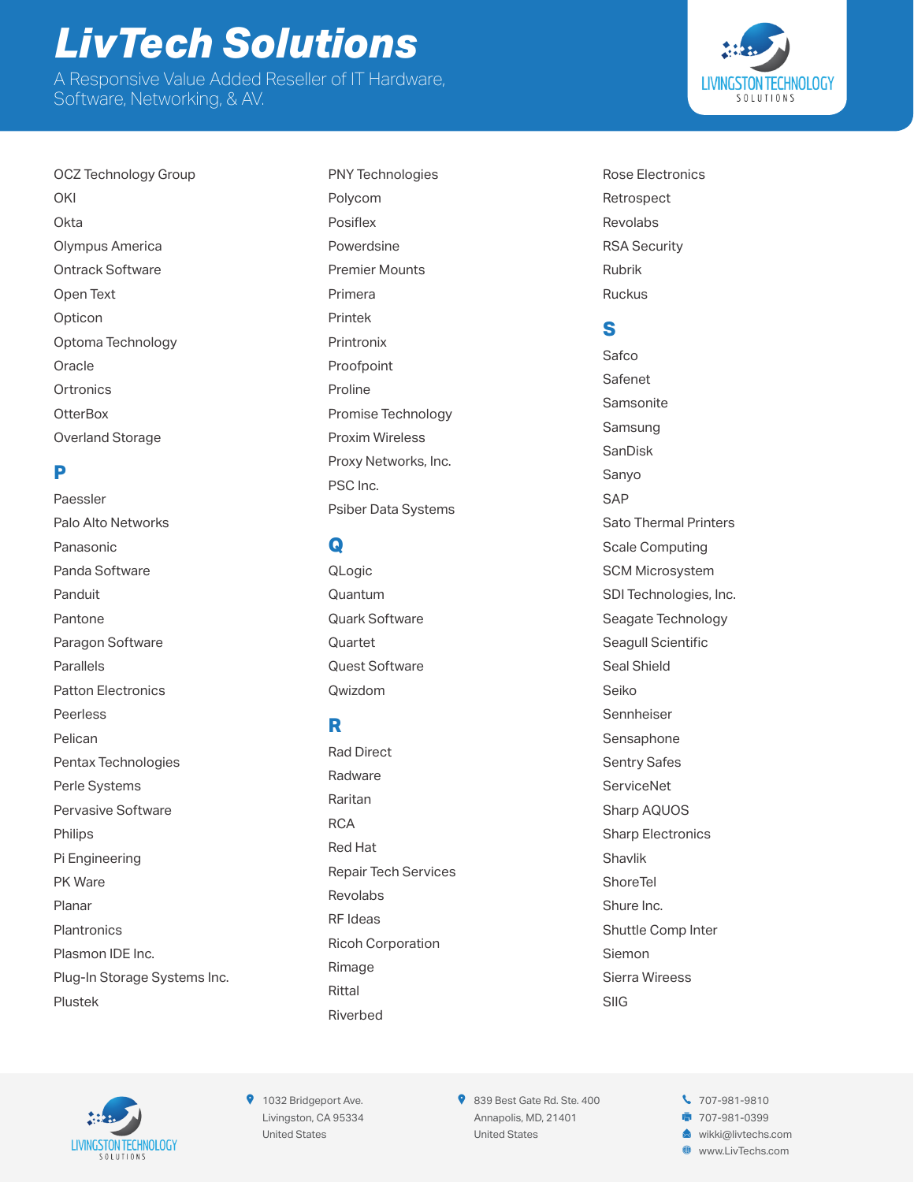# LivTech Solutions

A Responsive Value Added Reseller of IT Hardware, Software, Networking, & AV.

OCZ Technology Group
OKI
Okta
Olympus America
Ontrack Software
Open Text
Opticon
Optoma Technology
Oracle
Ortronics
OtterBox
Overland Storage

## P

Paessler
Palo Alto Networks
Panasonic
Panda Software
Panduit
Pantone
Paragon Software
Parallels
Patton Electronics
Peerless
Pelican
Pentax Technologies
Perle Systems
Pervasive Software
Philips
Pi Engineering
PK Ware
Planar
Plantronics
Plasmon IDE Inc.
Plug-In Storage Systems Inc.
Plustek
PNY Technologies
Polycom
Posiflex
Powerdsine
Premier Mounts
Primera
Printek
Printronix
Proofpoint
Proline
Promise Technology
Proxim Wireless
Proxy Networks, Inc.
PSC Inc.
Psiber Data Systems

## Q

QLogic
Quantum
Quark Software
Quartet
Quest Software
Qwizdom

## R

Rad Direct
Radware
Raritan
RCA
Red Hat
Repair Tech Services
Revolabs
RF Ideas
Ricoh Corporation
Rimage
Rittal
Riverbed
Rose Electronics
Retrospect
Revolabs
RSA Security
Rubrik
Ruckus

## S

Safco
Safenet
Samsonite
Samsung
SanDisk
Sanyo
SAP
Sato Thermal Printers
Scale Computing
SCM Microsystem
SDI Technologies, Inc.
Seagate Technology
Seagull Scientific
Seal Shield
Seiko
Sennheiser
Sensaphone
Sentry Safes
ServiceNet
Sharp AQUOS
Sharp Electronics
Shavlik
ShoreTel
Shure Inc.
Shuttle Comp Inter
Siemon
Sierra Wireess
SIIG

1032 Bridgeport Ave.
Livingston, CA 95334
United States

839 Best Gate Rd. Ste. 400
Annapolis, MD, 21401
United States

707-981-9810
707-981-0399
wikki@livtechs.com
www.LivTechs.com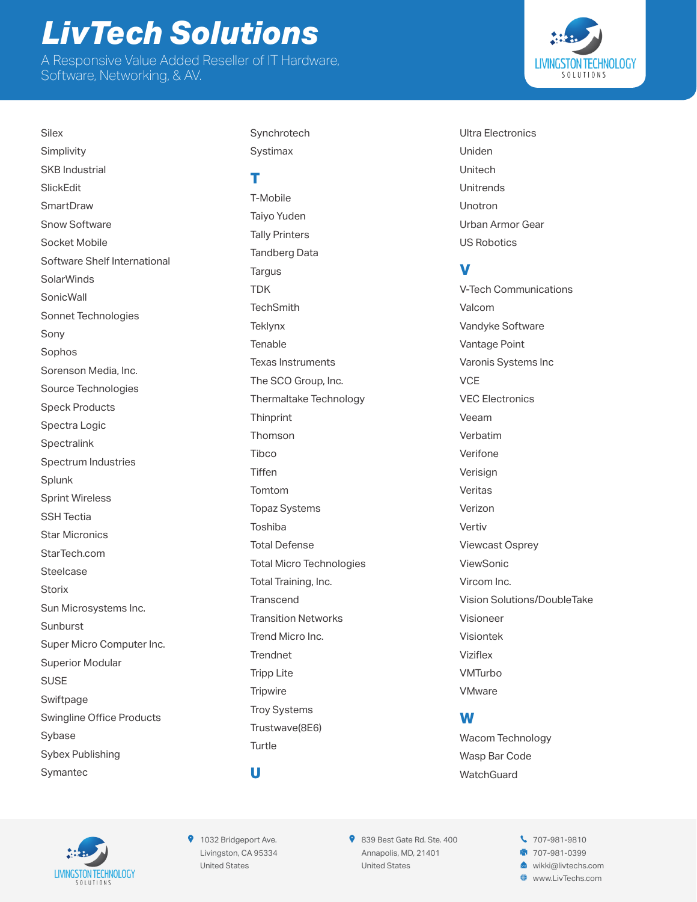# LivTech Solutions

A Responsive Value Added Reseller of IT Hardware, Software, Networking, & AV.

Silex
Simplivity
SKB Industrial
SlickEdit
SmartDraw
Snow Software
Socket Mobile
Software Shelf International
SolarWinds
SonicWall
Sonnet Technologies
Sony
Sophos
Sorenson Media, Inc.
Source Technologies
Speck Products
Spectra Logic
Spectralink
Spectrum Industries
Splunk
Sprint Wireless
SSH Tectia
Star Micronics
StarTech.com
Steelcase
Storix
Sun Microsystems Inc.
Sunburst
Super Micro Computer Inc.
Superior Modular
SUSE
Swiftpage
Swingline Office Products
Sybase
Sybex Publishing
Symantec
Synchrotech
Systimax

## T

T-Mobile
Taiyo Yuden
Tally Printers
Tandberg Data
Targus
TDK
TechSmith
Teklynx
Tenable
Texas Instruments
The SCO Group, Inc.
Thermaltake Technology
Thinprint
Thomson
Tibco
Tiffen
Tomtom
Topaz Systems
Toshiba
Total Defense
Total Micro Technologies
Total Training, Inc.
Transcend
Transition Networks
Trend Micro Inc.
Trendnet
Tripp Lite
Tripwire
Troy Systems
Trustwave(8E6)
Turtle

## U

Ultra Electronics
Uniden
Unitech
Unitrends
Unotron
Urban Armor Gear
US Robotics

## V

V-Tech Communications
Valcom
Vandyke Software
Vantage Point
Varonis Systems Inc
VCE
VEC Electronics
Veeam
Verbatim
Verifone
Verisign
Veritas
Verizon
Vertiv
Viewcast Osprey
ViewSonic
Vircom Inc.
Vision Solutions/DoubleTake
Visioneer
Visiontek
Viziflex
VMTurbo
VMware

## W

Wacom Technology
Wasp Bar Code
WatchGuard

1032 Bridgeport Ave.
Livingston, CA 95334
United States

839 Best Gate Rd. Ste. 400
Annapolis, MD, 21401
United States

707-981-9810
707-981-0399
wikki@livtechs.com
www.LivTechs.com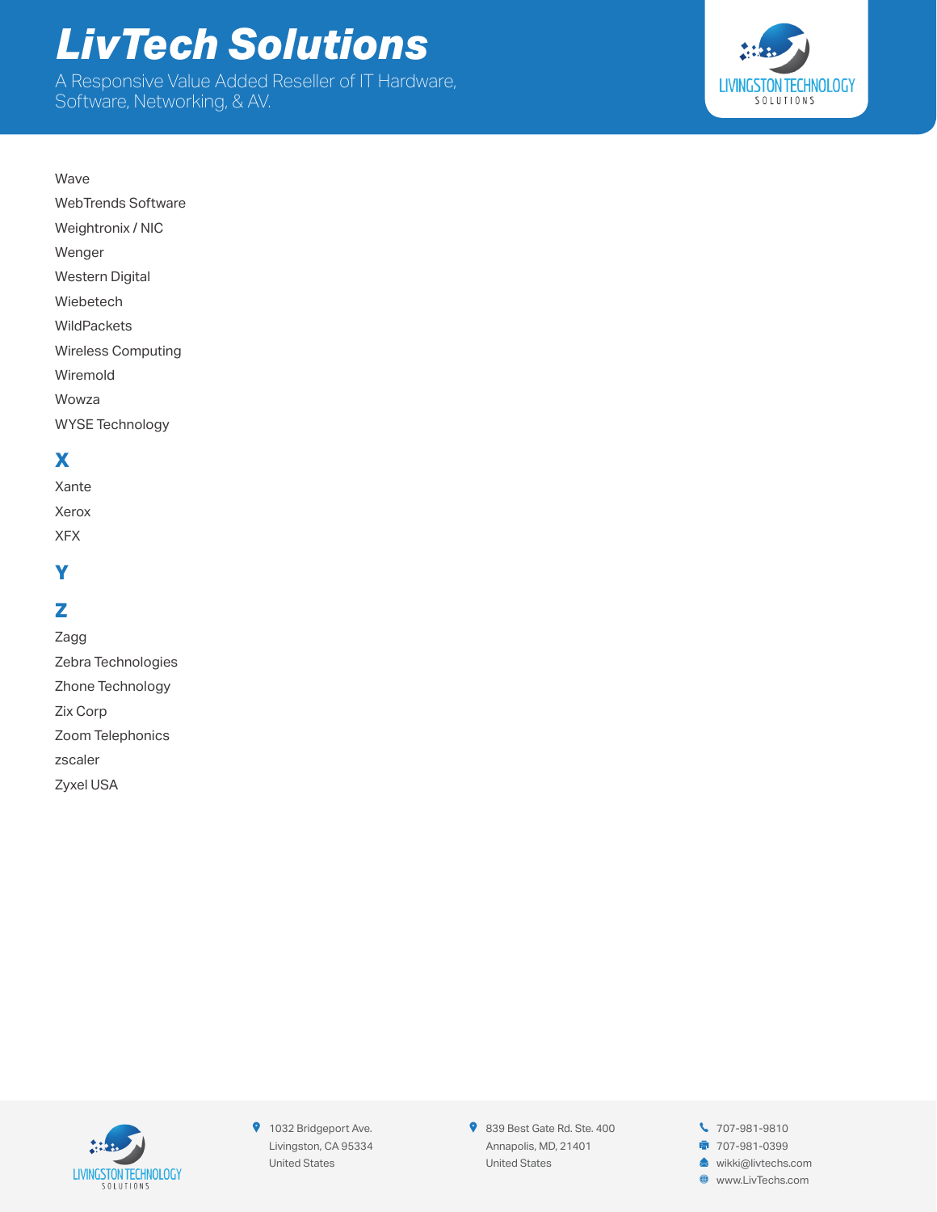Wave

WebTrends Software

Weightronix / NIC

Wenger

Western Digital

Wiebetech

WildPackets

Wireless Computing

Wiremold

Wowza

WYSE Technology

## X

Xante

Xerox

XFX

## Y

## Z

Zagg

Zebra Technologies

Zhone Technology

Zix Corp

Zoom Telephonics

zscaler

Zyxel USA